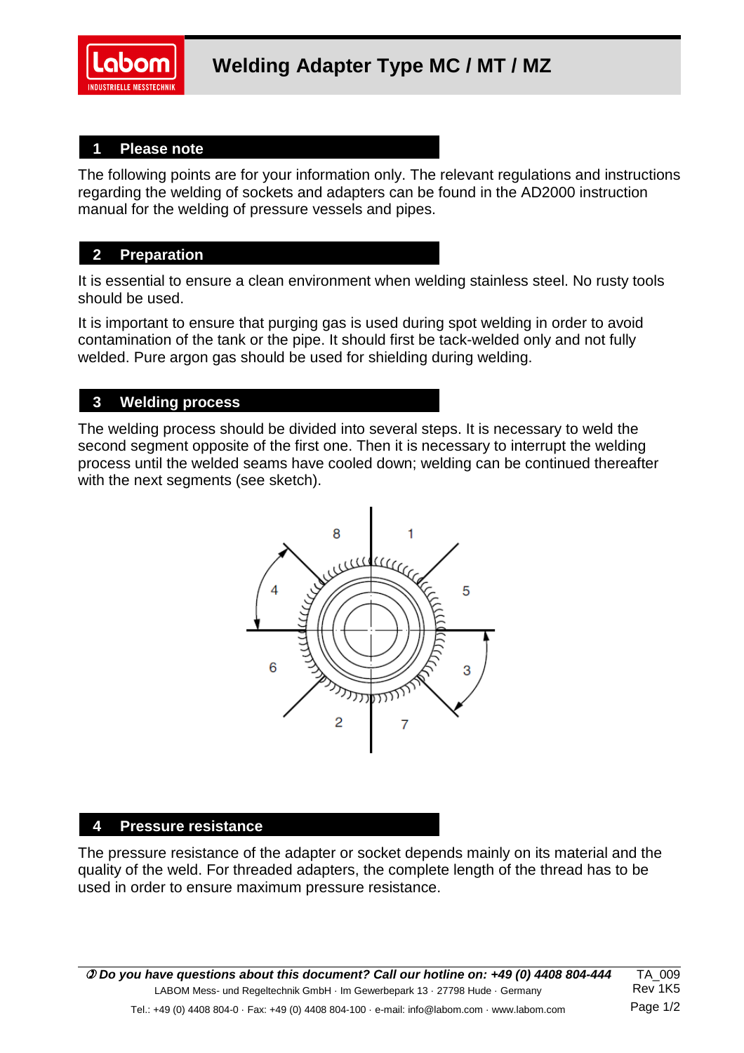# Welding Adapter Type MC / MT / MZ

## 1 Please note

The following points are for your information only. The relevant regulations and instructions regarding the welding of sockets and adapters can be found in the AD2000 instruction manual for the welding of pressure vessels and pipes.

## 2 Preparation

It is essential to ensure a clean environment when welding stainless steel. No rusty tools should be used.

It is important to ensure that purging gas is used during spot welding in order to avoid contamination of the tank or the pipe. It should first be tack-welded only and not fully welded. Pure argon gas should be used for shielding during welding.

## 3 Welding process

The welding process should be divided into several steps. It is necessary to weld the second segment opposite of the first one. Then it is necessary to interrupt the welding process until the welded seams have cooled down; welding can be continued thereafter with the next segments (see sketch).

8
1
4
5
6
3
2
7

## 4 Pressure resistance

The pressure resistance of the adapter or socket depends mainly on its material and the quality of the weld. For threaded adapters, the complete length of the thread has to be used in order to ensure maximum pressure resistance.

***Do you have questions about this document? Call our hotline on: +49 (0) 4408 804-444***

LABOM Mess- und Regeltechnik GmbH · Im Gewerbepark 13 · 27798 Hude · Germany

Tel.: +49 (0) 4408 804-0 · Fax: +49 (0) 4408 804-100 · e-mail: info@labom.com · www.labom.com

TA_009
Rev 1K5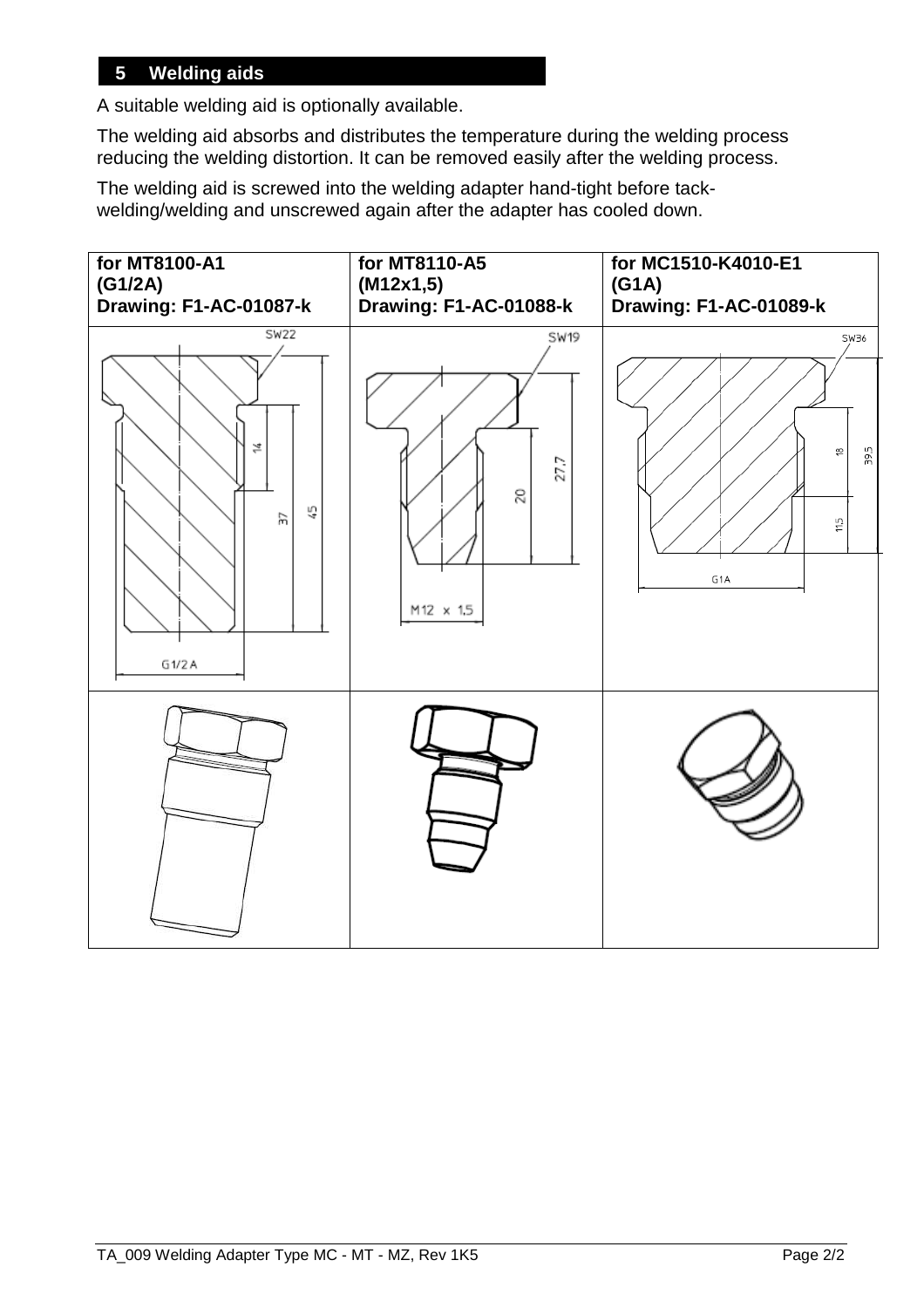## 5 Welding aids

A suitable welding aid is optionally available.

The welding aid absorbs and distributes the temperature during the welding process reducing the welding distortion. It can be removed easily after the welding process.

The welding aid is screwed into the welding adapter hand-tight before tack-welding/welding and unscrewed again after the adapter has cooled down.

| **for MT8100-A1 (G1/2A) Drawing: F1-AC-01087-k** | **for MT8110-A5 (M12x1,5) Drawing: F1-AC-01088-k** | **for MC1510-K4010-E1 (G1A) Drawing: F1-AC-01089-k** |
| --- | --- | --- |
| SW22<br>14<br>37<br>45<br>G1/2A | SW19<br>20<br>27,7<br>M12 x 1,5 | SW36<br>18<br>39,5<br>11,5<br>G1A |
| | | |